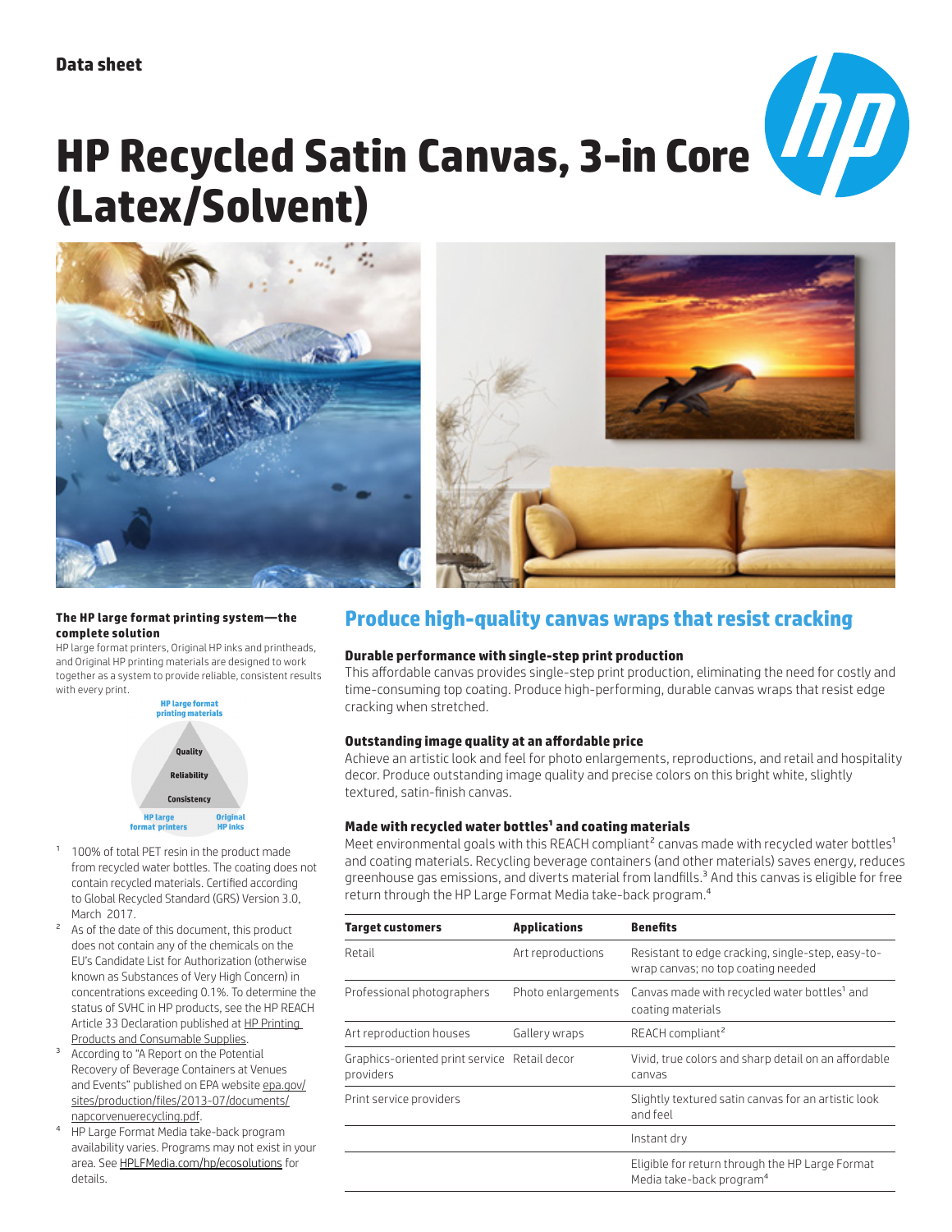Data sheet

# HP Recycled Satin Canvas, 3-in Core (Latex/Solvent)

## Produce high-quality canvas wraps that resist cracking

### Durable performance with single-step print production

This affordable canvas provides single-step print production, eliminating the need for costly and time-consuming top coating. Produce high-performing, durable canvas wraps that resist edge cracking when stretched.

### Outstanding image quality at an affordable price

Achieve an artistic look and feel for photo enlargements, reproductions, and retail and hospitality decor. Produce outstanding image quality and precise colors on this bright white, slightly textured, satin-finish canvas.

### Made with recycled water bottles[1] and coating materials

Meet environmental goals with this REACH compliant[2] canvas made with recycled water bottles[1] and coating materials. Recycling beverage containers (and other materials) saves energy, reduces greenhouse gas emissions, and diverts material from landfills.[3] And this canvas is eligible for free return through the HP Large Format Media take-back program.[4]

| Target customers | Applications | Benefits |
|---|---|---|
| Retail | Art reproductions | Resistant to edge cracking, single-step, easy-to-wrap canvas; no top coating needed |
| Professional photographers | Photo enlargements | Canvas made with recycled water bottles[1] and coating materials |
| Art reproduction houses | Gallery wraps | REACH compliant[2] |
| Graphics-oriented print service providers | Retail decor | Vivid, true colors and sharp detail on an affordable canvas |
| Print service providers | | Slightly textured satin canvas for an artistic look and feel |
| | | Instant dry |
| | | Eligible for return through the HP Large Format Media take-back program[4] |

**The HP large format printing system—the complete solution**

HP large format printers, Original HP inks and printheads, and Original HP printing materials are designed to work together as a system to provide reliable, consistent results with every print.

HP large format printing materials — Quality — Reliability — Consistency — HP large format printers — Original HP inks

1. 100% of total PET resin in the product made from recycled water bottles. The coating does not contain recycled materials. Certified according to Global Recycled Standard (GRS) Version 3.0, March 2017.
2. As of the date of this document, this product does not contain any of the chemicals on the EU's Candidate List for Authorization (otherwise known as Substances of Very High Concern) in concentrations exceeding 0.1%. To determine the status of SVHC in HP products, see the HP REACH Article 33 Declaration published at HP Printing Products and Consumable Supplies.
3. According to "A Report on the Potential Recovery of Beverage Containers at Venues and Events" published on EPA website epa.gov/sites/production/files/2013-07/documents/napcorvenuerecycling.pdf.
4. HP Large Format Media take-back program availability varies. Programs may not exist in your area. See HPLFMedia.com/hp/ecosolutions for details.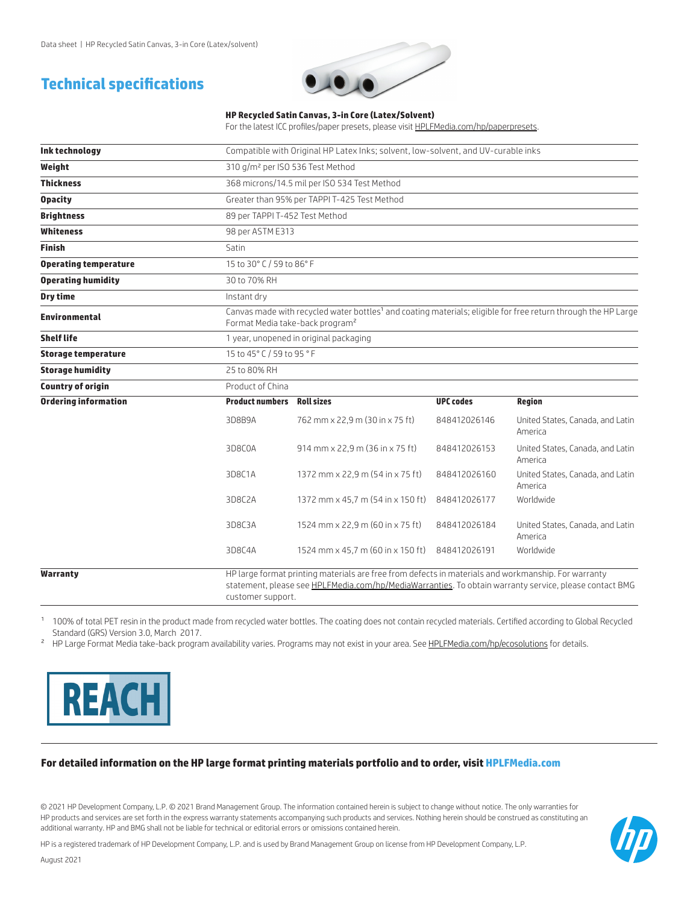# Technical specifications

**HP Recycled Satin Canvas, 3-in Core (Latex/Solvent)**

For the latest ICC profiles/paper presets, please visit HPLFMedia.com/hp/paperpresets.

| | | | | |
|---|---|---|---|---|
| **Ink technology** | Compatible with Original HP Latex Inks; solvent, low-solvent, and UV-curable inks | | | |
| **Weight** | 310 g/m² per ISO 536 Test Method | | | |
| **Thickness** | 368 microns/14.5 mil per ISO 534 Test Method | | | |
| **Opacity** | Greater than 95% per TAPPI T-425 Test Method | | | |
| **Brightness** | 89 per TAPPI T-452 Test Method | | | |
| **Whiteness** | 98 per ASTM E313 | | | |
| **Finish** | Satin | | | |
| **Operating temperature** | 15 to 30° C / 59 to 86° F | | | |
| **Operating humidity** | 30 to 70% RH | | | |
| **Dry time** | Instant dry | | | |
| **Environmental** | Canvas made with recycled water bottles[1] and coating materials; eligible for free return through the HP Large Format Media take-back program[2] | | | |
| **Shelf life** | 1 year, unopened in original packaging | | | |
| **Storage temperature** | 15 to 45° C / 59 to 95 ° F | | | |
| **Storage humidity** | 25 to 80% RH | | | |
| **Country of origin** | Product of China | | | |
| **Ordering information** | **Product numbers** | **Roll sizes** | **UPC codes** | **Region** |
| | 3D8B9A | 762 mm x 22,9 m (30 in x 75 ft) | 848412026146 | United States, Canada, and Latin America |
| | 3D8C0A | 914 mm x 22,9 m (36 in x 75 ft) | 848412026153 | United States, Canada, and Latin America |
| | 3D8C1A | 1372 mm x 22,9 m (54 in x 75 ft) | 848412026160 | United States, Canada, and Latin America |
| | 3D8C2A | 1372 mm x 45,7 m (54 in x 150 ft) | 848412026177 | Worldwide |
| | 3D8C3A | 1524 mm x 22,9 m (60 in x 75 ft) | 848412026184 | United States, Canada, and Latin America |
| | 3D8C4A | 1524 mm x 45,7 m (60 in x 150 ft) | 848412026191 | Worldwide |
| **Warranty** | HP large format printing materials are free from defects in materials and workmanship. For warranty statement, please see HPLFMedia.com/hp/MediaWarranties. To obtain warranty service, please contact BMG customer support. | | | |

[1] 100% of total PET resin in the product made from recycled water bottles. The coating does not contain recycled materials. Certified according to Global Recycled Standard (GRS) Version 3.0, March 2017.

[2] HP Large Format Media take-back program availability varies. Programs may not exist in your area. See HPLFMedia.com/hp/ecosolutions for details.

REACH

**For detailed information on the HP large format printing materials portfolio and to order, visit HPLFMedia.com**

© 2021 HP Development Company, L.P. © 2021 Brand Management Group. The information contained herein is subject to change without notice. The only warranties for HP products and services are set forth in the express warranty statements accompanying such products and services. Nothing herein should be construed as constituting an additional warranty. HP and BMG shall not be liable for technical or editorial errors or omissions contained herein.

HP is a registered trademark of HP Development Company, L.P. and is used by Brand Management Group on license from HP Development Company, L.P.

August 2021